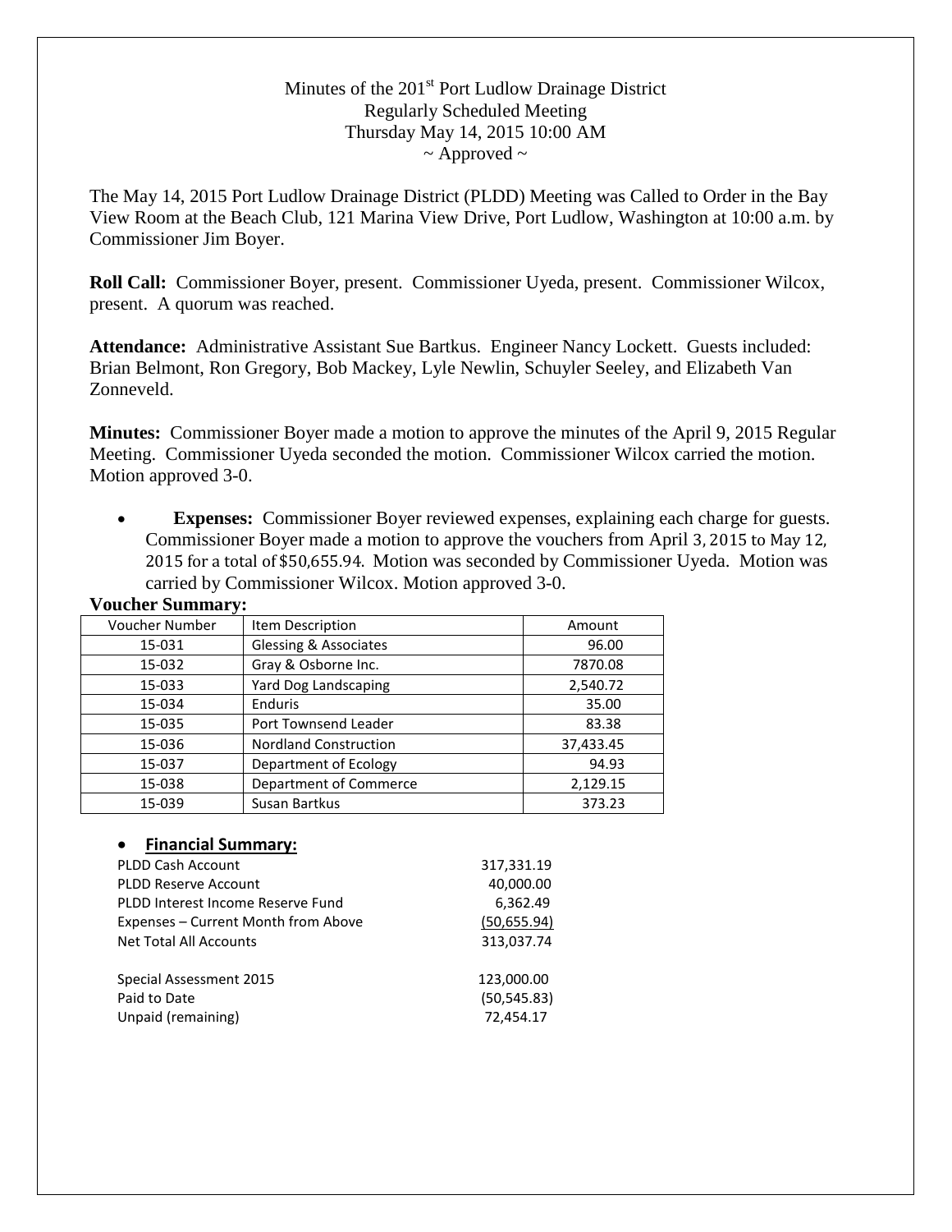Minutes of the 201st Port Ludlow Drainage District
Regularly Scheduled Meeting
Thursday May 14, 2015 10:00 AM
~ Approved ~

The May 14, 2015 Port Ludlow Drainage District (PLDD) Meeting was Called to Order in the Bay View Room at the Beach Club, 121 Marina View Drive, Port Ludlow, Washington at 10:00 a.m. by Commissioner Jim Boyer.

**Roll Call:** Commissioner Boyer, present. Commissioner Uyeda, present. Commissioner Wilcox, present. A quorum was reached.

**Attendance:** Administrative Assistant Sue Bartkus. Engineer Nancy Lockett. Guests included: Brian Belmont, Ron Gregory, Bob Mackey, Lyle Newlin, Schuyler Seeley, and Elizabeth Van Zonneveld.

**Minutes:** Commissioner Boyer made a motion to approve the minutes of the April 9, 2015 Regular Meeting. Commissioner Uyeda seconded the motion. Commissioner Wilcox carried the motion. Motion approved 3-0.

- **Expenses:** Commissioner Boyer reviewed expenses, explaining each charge for guests. Commissioner Boyer made a motion to approve the vouchers from April 3, 2015 to May 12, 2015 for a total of $50,655.94. Motion was seconded by Commissioner Uyeda. Motion was carried by Commissioner Wilcox. Motion approved 3-0.

**Voucher Summary:**

| Voucher Number | Item Description | Amount |
|---|---|---|
| 15-031 | Glessing & Associates | 96.00 |
| 15-032 | Gray & Osborne Inc. | 7870.08 |
| 15-033 | Yard Dog Landscaping | 2,540.72 |
| 15-034 | Enduris | 35.00 |
| 15-035 | Port Townsend Leader | 83.38 |
| 15-036 | Nordland Construction | 37,433.45 |
| 15-037 | Department of Ecology | 94.93 |
| 15-038 | Department of Commerce | 2,129.15 |
| 15-039 | Susan Bartkus | 373.23 |

- **Financial Summary:**

| | |
|---|---|
| PLDD Cash Account | 317,331.19 |
| PLDD Reserve Account | 40,000.00 |
| PLDD Interest Income Reserve Fund | 6,362.49 |
| Expenses – Current Month from Above | (50,655.94) |
| Net Total All Accounts | 313,037.74 |
| | |
| Special Assessment 2015 | 123,000.00 |
| Paid to Date | (50,545.83) |
| Unpaid (remaining) | 72,454.17 |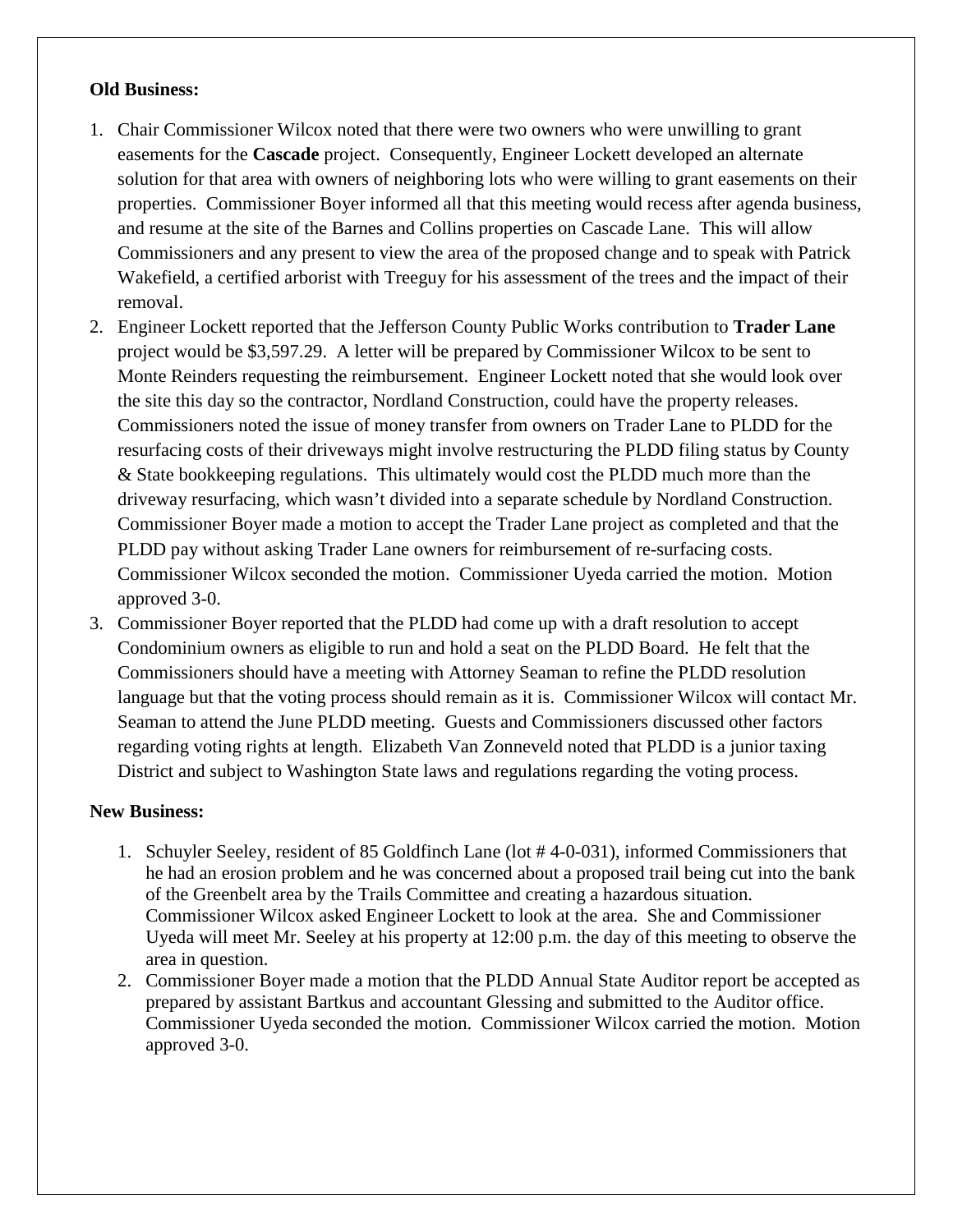**Old Business:**

1. Chair Commissioner Wilcox noted that there were two owners who were unwilling to grant easements for the **Cascade** project. Consequently, Engineer Lockett developed an alternate solution for that area with owners of neighboring lots who were willing to grant easements on their properties. Commissioner Boyer informed all that this meeting would recess after agenda business, and resume at the site of the Barnes and Collins properties on Cascade Lane. This will allow Commissioners and any present to view the area of the proposed change and to speak with Patrick Wakefield, a certified arborist with Treeguy for his assessment of the trees and the impact of their removal.
2. Engineer Lockett reported that the Jefferson County Public Works contribution to **Trader Lane** project would be $3,597.29. A letter will be prepared by Commissioner Wilcox to be sent to Monte Reinders requesting the reimbursement. Engineer Lockett noted that she would look over the site this day so the contractor, Nordland Construction, could have the property releases. Commissioners noted the issue of money transfer from owners on Trader Lane to PLDD for the resurfacing costs of their driveways might involve restructuring the PLDD filing status by County & State bookkeeping regulations. This ultimately would cost the PLDD much more than the driveway resurfacing, which wasn't divided into a separate schedule by Nordland Construction. Commissioner Boyer made a motion to accept the Trader Lane project as completed and that the PLDD pay without asking Trader Lane owners for reimbursement of re-surfacing costs. Commissioner Wilcox seconded the motion. Commissioner Uyeda carried the motion. Motion approved 3-0.
3. Commissioner Boyer reported that the PLDD had come up with a draft resolution to accept Condominium owners as eligible to run and hold a seat on the PLDD Board. He felt that the Commissioners should have a meeting with Attorney Seaman to refine the PLDD resolution language but that the voting process should remain as it is. Commissioner Wilcox will contact Mr. Seaman to attend the June PLDD meeting. Guests and Commissioners discussed other factors regarding voting rights at length. Elizabeth Van Zonneveld noted that PLDD is a junior taxing District and subject to Washington State laws and regulations regarding the voting process.

**New Business:**

1. Schuyler Seeley, resident of 85 Goldfinch Lane (lot # 4-0-031), informed Commissioners that he had an erosion problem and he was concerned about a proposed trail being cut into the bank of the Greenbelt area by the Trails Committee and creating a hazardous situation. Commissioner Wilcox asked Engineer Lockett to look at the area. She and Commissioner Uyeda will meet Mr. Seeley at his property at 12:00 p.m. the day of this meeting to observe the area in question.
2. Commissioner Boyer made a motion that the PLDD Annual State Auditor report be accepted as prepared by assistant Bartkus and accountant Glessing and submitted to the Auditor office. Commissioner Uyeda seconded the motion. Commissioner Wilcox carried the motion. Motion approved 3-0.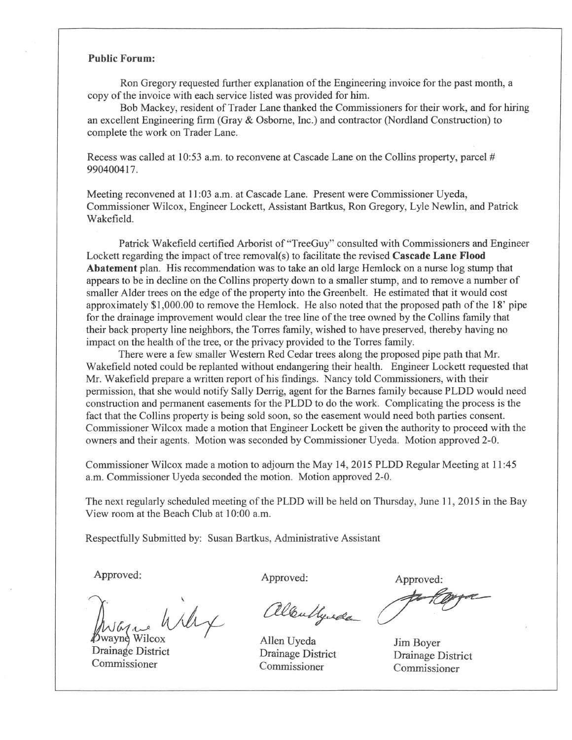**Public Forum:**

Ron Gregory requested further explanation of the Engineering invoice for the past month, a copy of the invoice with each service listed was provided for him.

Bob Mackey, resident of Trader Lane thanked the Commissioners for their work, and for hiring an excellent Engineering firm (Gray & Osborne, Inc.) and contractor (Nordland Construction) to complete the work on Trader Lane.

Recess was called at 10:53 a.m. to reconvene at Cascade Lane on the Collins property, parcel # 990400417.

Meeting reconvened at 11:03 a.m. at Cascade Lane. Present were Commissioner Uyeda, Commissioner Wilcox, Engineer Lockett, Assistant Bartkus, Ron Gregory, Lyle Newlin, and Patrick Wakefield.

Patrick Wakefield certified Arborist of "TreeGuy" consulted with Commissioners and Engineer Lockett regarding the impact of tree removal(s) to facilitate the revised **Cascade Lane Flood Abatement** plan. His recommendation was to take an old large Hemlock on a nurse log stump that appears to be in decline on the Collins property down to a smaller stump, and to remove a number of smaller Alder trees on the edge of the property into the Greenbelt. He estimated that it would cost approximately $1,000.00 to remove the Hemlock. He also noted that the proposed path of the 18' pipe for the drainage improvement would clear the tree line of the tree owned by the Collins family that their back property line neighbors, the Torres family, wished to have preserved, thereby having no impact on the health of the tree, or the privacy provided to the Torres family.

There were a few smaller Western Red Cedar trees along the proposed pipe path that Mr. Wakefield noted could be replanted without endangering their health. Engineer Lockett requested that Mr. Wakefield prepare a written report of his findings. Nancy told Commissioners, with their permission, that she would notify Sally Derrig, agent for the Barnes family because PLDD would need construction and permanent easements for the PLDD to do the work. Complicating the process is the fact that the Collins property is being sold soon, so the easement would need both parties consent. Commissioner Wilcox made a motion that Engineer Lockett be given the authority to proceed with the owners and their agents. Motion was seconded by Commissioner Uyeda. Motion approved 2-0.

Commissioner Wilcox made a motion to adjourn the May 14, 2015 PLDD Regular Meeting at 11:45 a.m. Commissioner Uyeda seconded the motion. Motion approved 2-0.

The next regularly scheduled meeting of the PLDD will be held on Thursday, June 11, 2015 in the Bay View room at the Beach Club at 10:00 a.m.

Respectfully Submitted by: Susan Bartkus, Administrative Assistant

Approved:

Dwayne Wilcox
Drainage District
Commissioner

Approved:

Allen Uyeda
Drainage District
Commissioner

Approved:

Jim Boyer
Drainage District
Commissioner